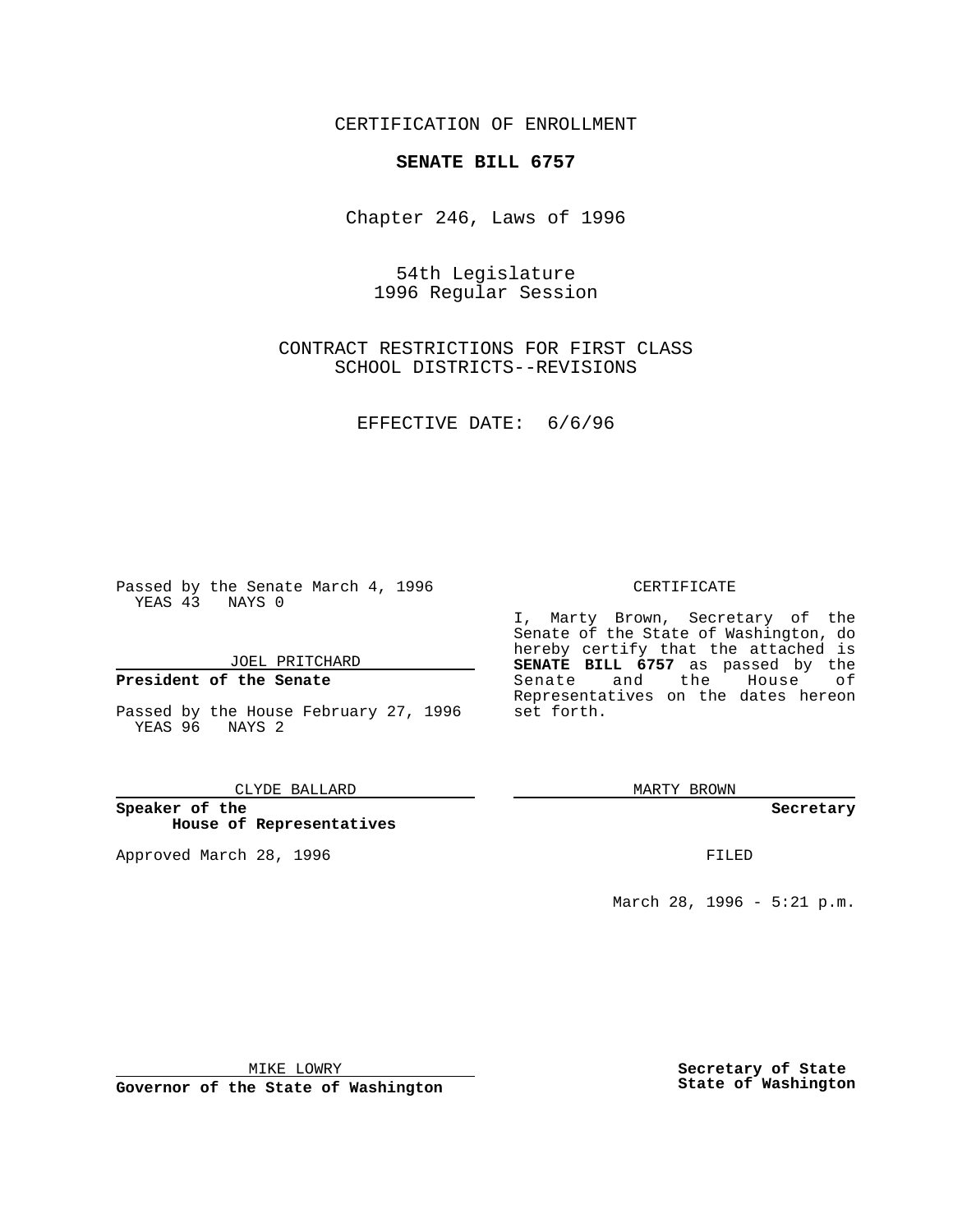CERTIFICATION OF ENROLLMENT

**SENATE BILL 6757**

Chapter 246, Laws of 1996

54th Legislature
1996 Regular Session

CONTRACT RESTRICTIONS FOR FIRST CLASS
SCHOOL DISTRICTS--REVISIONS

EFFECTIVE DATE: 6/6/96

Passed by the Senate March 4, 1996
YEAS 43 NAYS 0

JOEL PRITCHARD

**President of the Senate**

Passed by the House February 27, 1996
YEAS 96 NAYS 2

CLYDE BALLARD

**Speaker of the House of Representatives**

Approved March 28, 1996

MIKE LOWRY

**Governor of the State of Washington**

CERTIFICATE

I, Marty Brown, Secretary of the Senate of the State of Washington, do hereby certify that the attached is **SENATE BILL 6757** as passed by the Senate and the House of Representatives on the dates hereon set forth.

MARTY BROWN

**Secretary**

FILED

March 28, 1996 - 5:21 p.m.

**Secretary of State**
**State of Washington**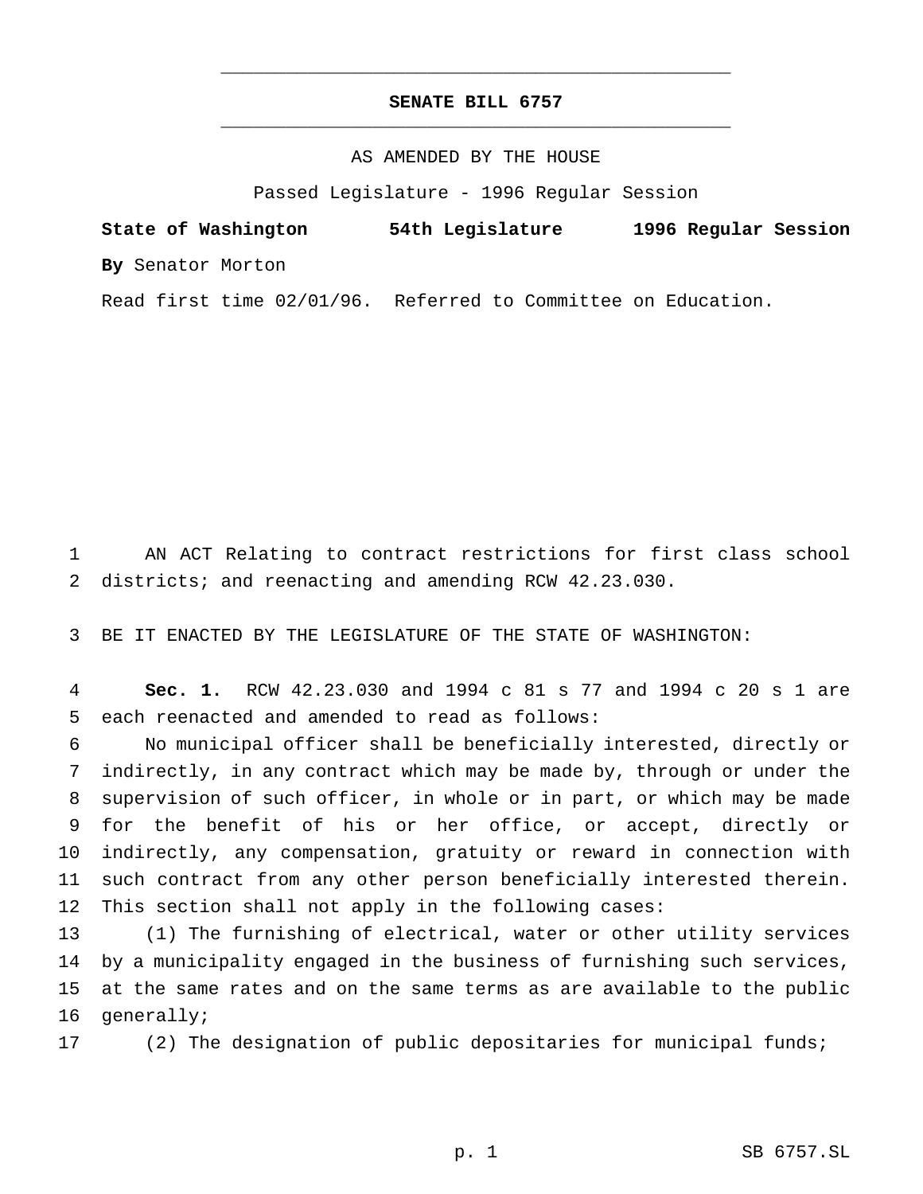# SENATE BILL 6757

AS AMENDED BY THE HOUSE

Passed Legislature - 1996 Regular Session

**State of Washington 54th Legislature 1996 Regular Session**

**By** Senator Morton

Read first time 02/01/96. Referred to Committee on Education.

AN ACT Relating to contract restrictions for first class school districts; and reenacting and amending RCW 42.23.030.

BE IT ENACTED BY THE LEGISLATURE OF THE STATE OF WASHINGTON:

**Sec. 1.** RCW 42.23.030 and 1994 c 81 s 77 and 1994 c 20 s 1 are each reenacted and amended to read as follows:

No municipal officer shall be beneficially interested, directly or indirectly, in any contract which may be made by, through or under the supervision of such officer, in whole or in part, or which may be made for the benefit of his or her office, or accept, directly or indirectly, any compensation, gratuity or reward in connection with such contract from any other person beneficially interested therein. This section shall not apply in the following cases:

(1) The furnishing of electrical, water or other utility services by a municipality engaged in the business of furnishing such services, at the same rates and on the same terms as are available to the public generally;

(2) The designation of public depositaries for municipal funds;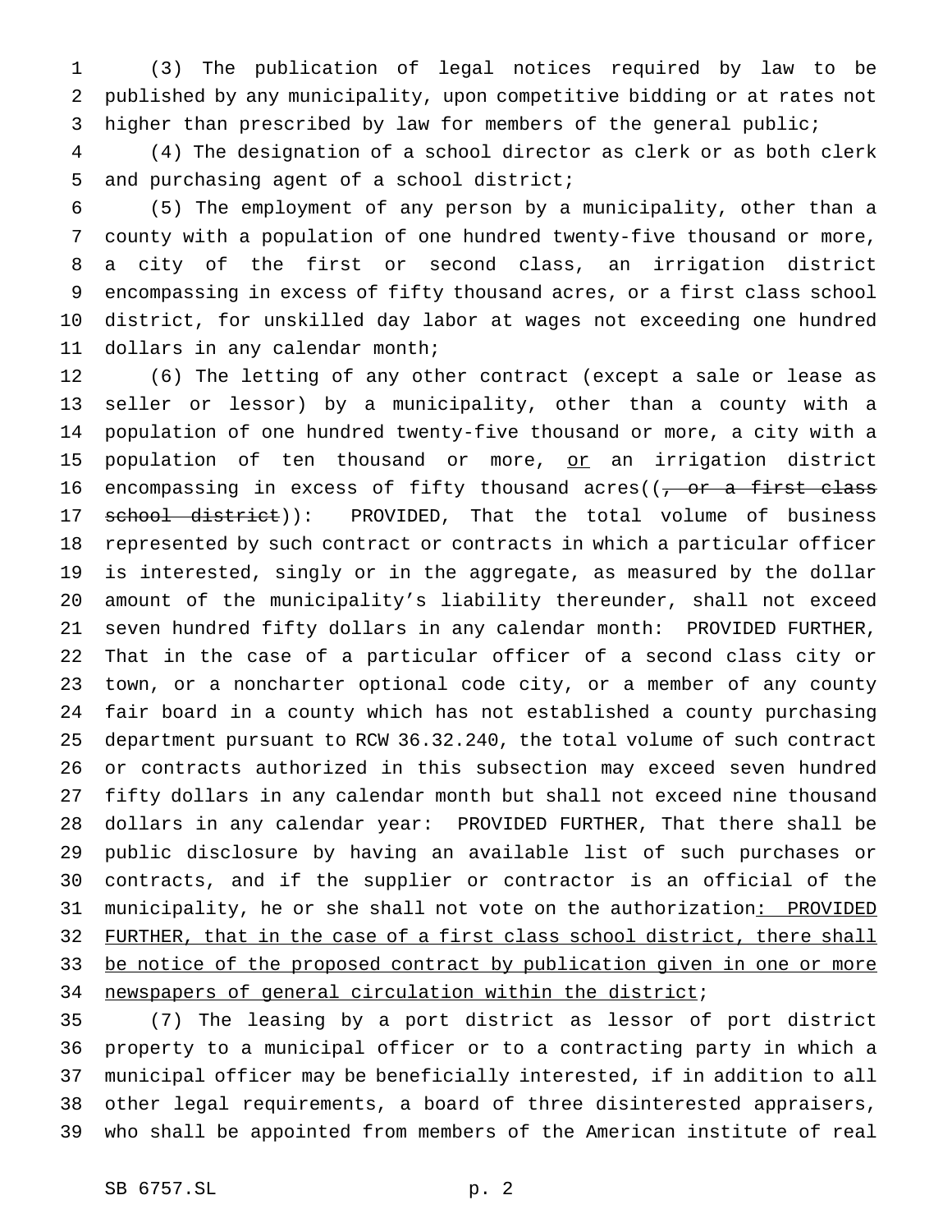(3) The publication of legal notices required by law to be published by any municipality, upon competitive bidding or at rates not higher than prescribed by law for members of the general public;

(4) The designation of a school director as clerk or as both clerk and purchasing agent of a school district;

(5) The employment of any person by a municipality, other than a county with a population of one hundred twenty-five thousand or more, a city of the first or second class, an irrigation district encompassing in excess of fifty thousand acres, or a first class school district, for unskilled day labor at wages not exceeding one hundred dollars in any calendar month;

(6) The letting of any other contract (except a sale or lease as seller or lessor) by a municipality, other than a county with a population of one hundred twenty-five thousand or more, a city with a population of ten thousand or more, <u>or</u> an irrigation district encompassing in excess of fifty thousand acres((~~, or a first class school district~~)): PROVIDED, That the total volume of business represented by such contract or contracts in which a particular officer is interested, singly or in the aggregate, as measured by the dollar amount of the municipality's liability thereunder, shall not exceed seven hundred fifty dollars in any calendar month: PROVIDED FURTHER, That in the case of a particular officer of a second class city or town, or a noncharter optional code city, or a member of any county fair board in a county which has not established a county purchasing department pursuant to RCW 36.32.240, the total volume of such contract or contracts authorized in this subsection may exceed seven hundred fifty dollars in any calendar month but shall not exceed nine thousand dollars in any calendar year: PROVIDED FURTHER, That there shall be public disclosure by having an available list of such purchases or contracts, and if the supplier or contractor is an official of the municipality, he or she shall not vote on the authorization<u>: PROVIDED FURTHER, that in the case of a first class school district, there shall be notice of the proposed contract by publication given in one or more newspapers of general circulation within the district</u>;

(7) The leasing by a port district as lessor of port district property to a municipal officer or to a contracting party in which a municipal officer may be beneficially interested, if in addition to all other legal requirements, a board of three disinterested appraisers, who shall be appointed from members of the American institute of real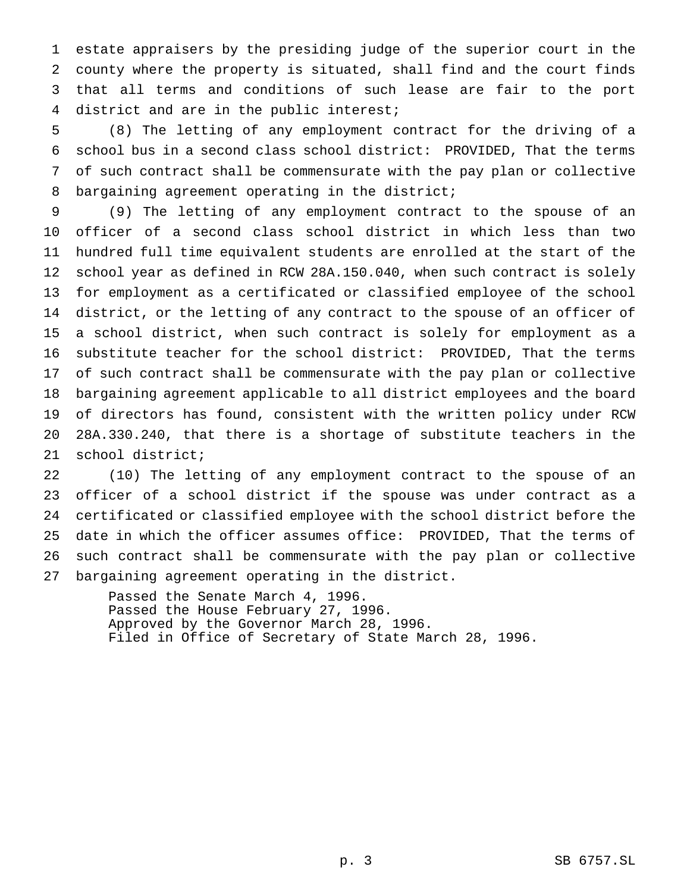estate appraisers by the presiding judge of the superior court in the county where the property is situated, shall find and the court finds that all terms and conditions of such lease are fair to the port district and are in the public interest;

(8) The letting of any employment contract for the driving of a school bus in a second class school district: PROVIDED, That the terms of such contract shall be commensurate with the pay plan or collective bargaining agreement operating in the district;

(9) The letting of any employment contract to the spouse of an officer of a second class school district in which less than two hundred full time equivalent students are enrolled at the start of the school year as defined in RCW 28A.150.040, when such contract is solely for employment as a certificated or classified employee of the school district, or the letting of any contract to the spouse of an officer of a school district, when such contract is solely for employment as a substitute teacher for the school district: PROVIDED, That the terms of such contract shall be commensurate with the pay plan or collective bargaining agreement applicable to all district employees and the board of directors has found, consistent with the written policy under RCW 28A.330.240, that there is a shortage of substitute teachers in the school district;

(10) The letting of any employment contract to the spouse of an officer of a school district if the spouse was under contract as a certificated or classified employee with the school district before the date in which the officer assumes office: PROVIDED, That the terms of such contract shall be commensurate with the pay plan or collective bargaining agreement operating in the district.

Passed the Senate March 4, 1996.
Passed the House February 27, 1996.
Approved by the Governor March 28, 1996.
Filed in Office of Secretary of State March 28, 1996.